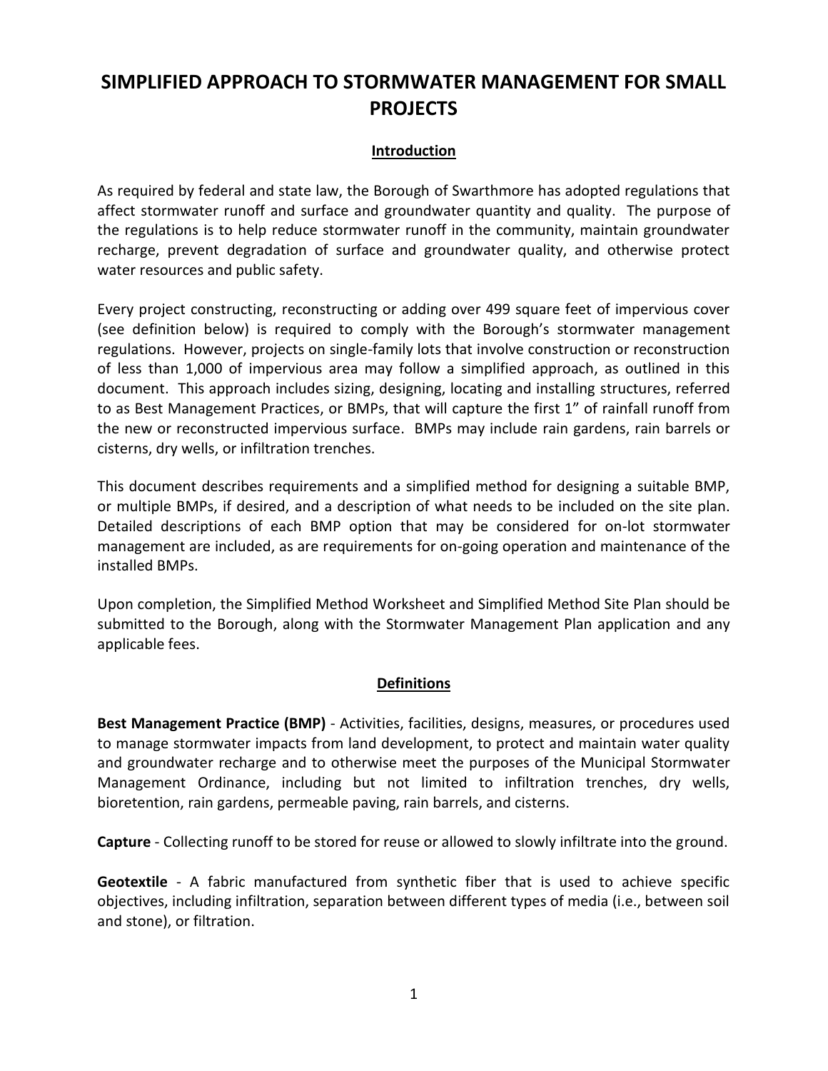# SIMPLIFIED APPROACH TO STORMWATER MANAGEMENT FOR SMALL PROJECTS

## Introduction

As required by federal and state law, the Borough of Swarthmore has adopted regulations that affect stormwater runoff and surface and groundwater quantity and quality. The purpose of the regulations is to help reduce stormwater runoff in the community, maintain groundwater recharge, prevent degradation of surface and groundwater quality, and otherwise protect water resources and public safety.

Every project constructing, reconstructing or adding over 499 square feet of impervious cover (see definition below) is required to comply with the Borough's stormwater management regulations. However, projects on single-family lots that involve construction or reconstruction of less than 1,000 of impervious area may follow a simplified approach, as outlined in this document. This approach includes sizing, designing, locating and installing structures, referred to as Best Management Practices, or BMPs, that will capture the first 1" of rainfall runoff from the new or reconstructed impervious surface. BMPs may include rain gardens, rain barrels or cisterns, dry wells, or infiltration trenches.

This document describes requirements and a simplified method for designing a suitable BMP, or multiple BMPs, if desired, and a description of what needs to be included on the site plan. Detailed descriptions of each BMP option that may be considered for on-lot stormwater management are included, as are requirements for on-going operation and maintenance of the installed BMPs.

Upon completion, the Simplified Method Worksheet and Simplified Method Site Plan should be submitted to the Borough, along with the Stormwater Management Plan application and any applicable fees.

## Definitions

**Best Management Practice (BMP)** - Activities, facilities, designs, measures, or procedures used to manage stormwater impacts from land development, to protect and maintain water quality and groundwater recharge and to otherwise meet the purposes of the Municipal Stormwater Management Ordinance, including but not limited to infiltration trenches, dry wells, bioretention, rain gardens, permeable paving, rain barrels, and cisterns.

**Capture** - Collecting runoff to be stored for reuse or allowed to slowly infiltrate into the ground.

**Geotextile** - A fabric manufactured from synthetic fiber that is used to achieve specific objectives, including infiltration, separation between different types of media (i.e., between soil and stone), or filtration.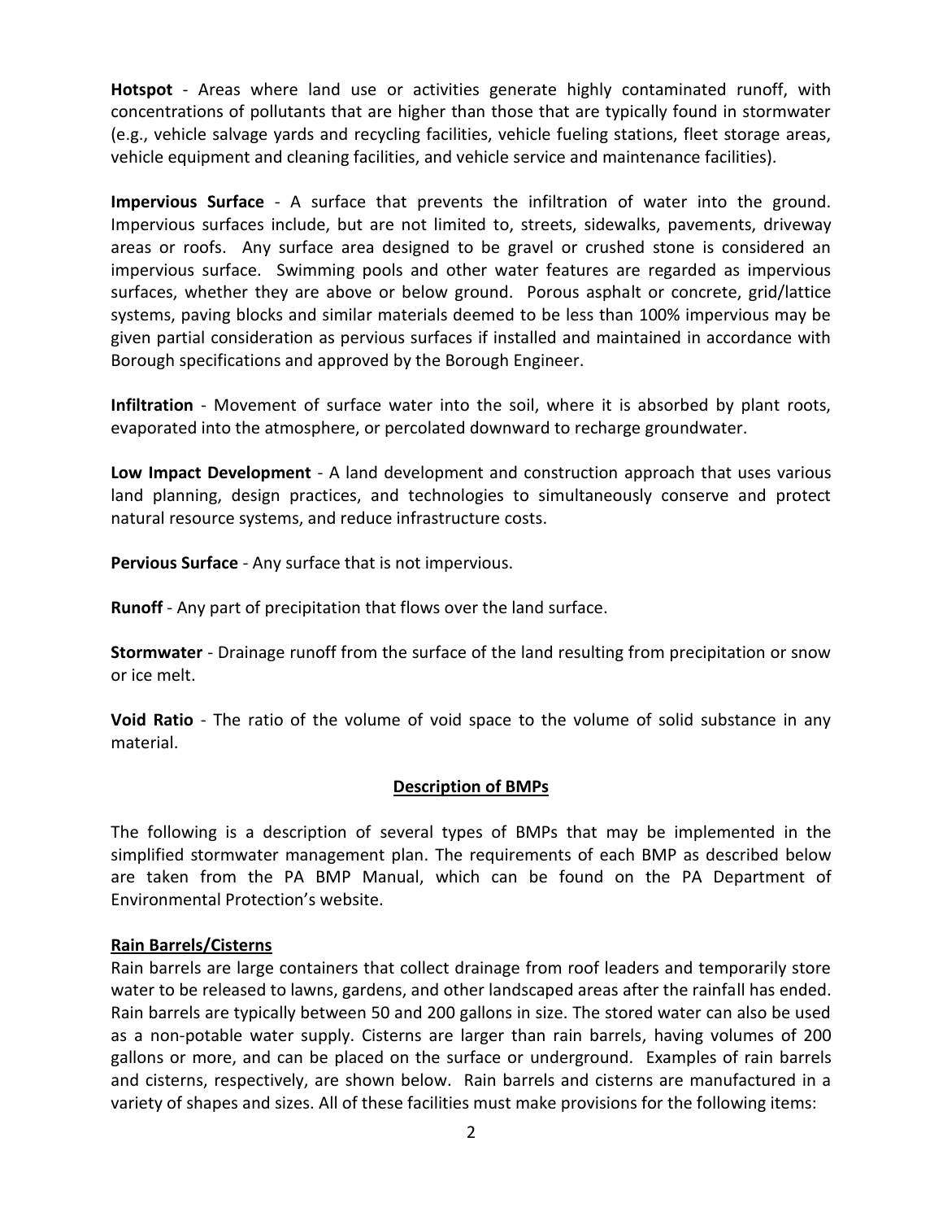**Hotspot** - Areas where land use or activities generate highly contaminated runoff, with concentrations of pollutants that are higher than those that are typically found in stormwater (e.g., vehicle salvage yards and recycling facilities, vehicle fueling stations, fleet storage areas, vehicle equipment and cleaning facilities, and vehicle service and maintenance facilities).

**Impervious Surface** - A surface that prevents the infiltration of water into the ground. Impervious surfaces include, but are not limited to, streets, sidewalks, pavements, driveway areas or roofs. Any surface area designed to be gravel or crushed stone is considered an impervious surface. Swimming pools and other water features are regarded as impervious surfaces, whether they are above or below ground. Porous asphalt or concrete, grid/lattice systems, paving blocks and similar materials deemed to be less than 100% impervious may be given partial consideration as pervious surfaces if installed and maintained in accordance with Borough specifications and approved by the Borough Engineer.

**Infiltration** - Movement of surface water into the soil, where it is absorbed by plant roots, evaporated into the atmosphere, or percolated downward to recharge groundwater.

**Low Impact Development** - A land development and construction approach that uses various land planning, design practices, and technologies to simultaneously conserve and protect natural resource systems, and reduce infrastructure costs.

**Pervious Surface** - Any surface that is not impervious.

**Runoff** - Any part of precipitation that flows over the land surface.

**Stormwater** - Drainage runoff from the surface of the land resulting from precipitation or snow or ice melt.

**Void Ratio** - The ratio of the volume of void space to the volume of solid substance in any material.

## Description of BMPs

The following is a description of several types of BMPs that may be implemented in the simplified stormwater management plan. The requirements of each BMP as described below are taken from the PA BMP Manual, which can be found on the PA Department of Environmental Protection's website.

### Rain Barrels/Cisterns

Rain barrels are large containers that collect drainage from roof leaders and temporarily store water to be released to lawns, gardens, and other landscaped areas after the rainfall has ended. Rain barrels are typically between 50 and 200 gallons in size. The stored water can also be used as a non-potable water supply. Cisterns are larger than rain barrels, having volumes of 200 gallons or more, and can be placed on the surface or underground. Examples of rain barrels and cisterns, respectively, are shown below. Rain barrels and cisterns are manufactured in a variety of shapes and sizes. All of these facilities must make provisions for the following items: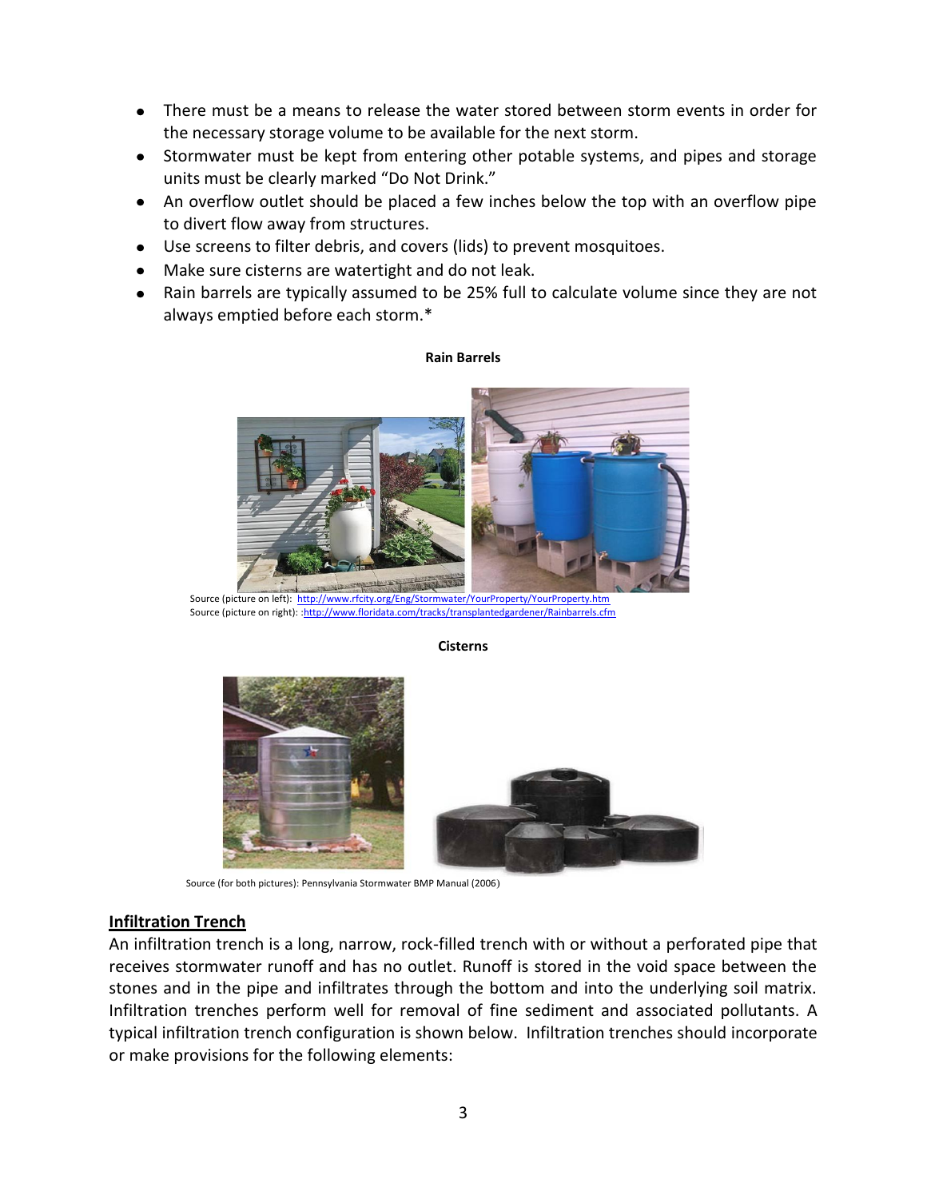- There must be a means to release the water stored between storm events in order for the necessary storage volume to be available for the next storm.
- Stormwater must be kept from entering other potable systems, and pipes and storage units must be clearly marked "Do Not Drink."
- An overflow outlet should be placed a few inches below the top with an overflow pipe to divert flow away from structures.
- Use screens to filter debris, and covers (lids) to prevent mosquitoes.
- Make sure cisterns are watertight and do not leak.
- Rain barrels are typically assumed to be 25% full to calculate volume since they are not always emptied before each storm.*

**Rain Barrels**

Source (picture on left): http://www.rfcity.org/Eng/Stormwater/YourProperty/YourProperty.htm
Source (picture on right): :http://www.floridata.com/tracks/transplantedgardener/Rainbarrels.cfm

**Cisterns**

Source (for both pictures): Pennsylvania Stormwater BMP Manual (2006)

## Infiltration Trench

An infiltration trench is a long, narrow, rock-filled trench with or without a perforated pipe that receives stormwater runoff and has no outlet. Runoff is stored in the void space between the stones and in the pipe and infiltrates through the bottom and into the underlying soil matrix. Infiltration trenches perform well for removal of fine sediment and associated pollutants. A typical infiltration trench configuration is shown below. Infiltration trenches should incorporate or make provisions for the following elements: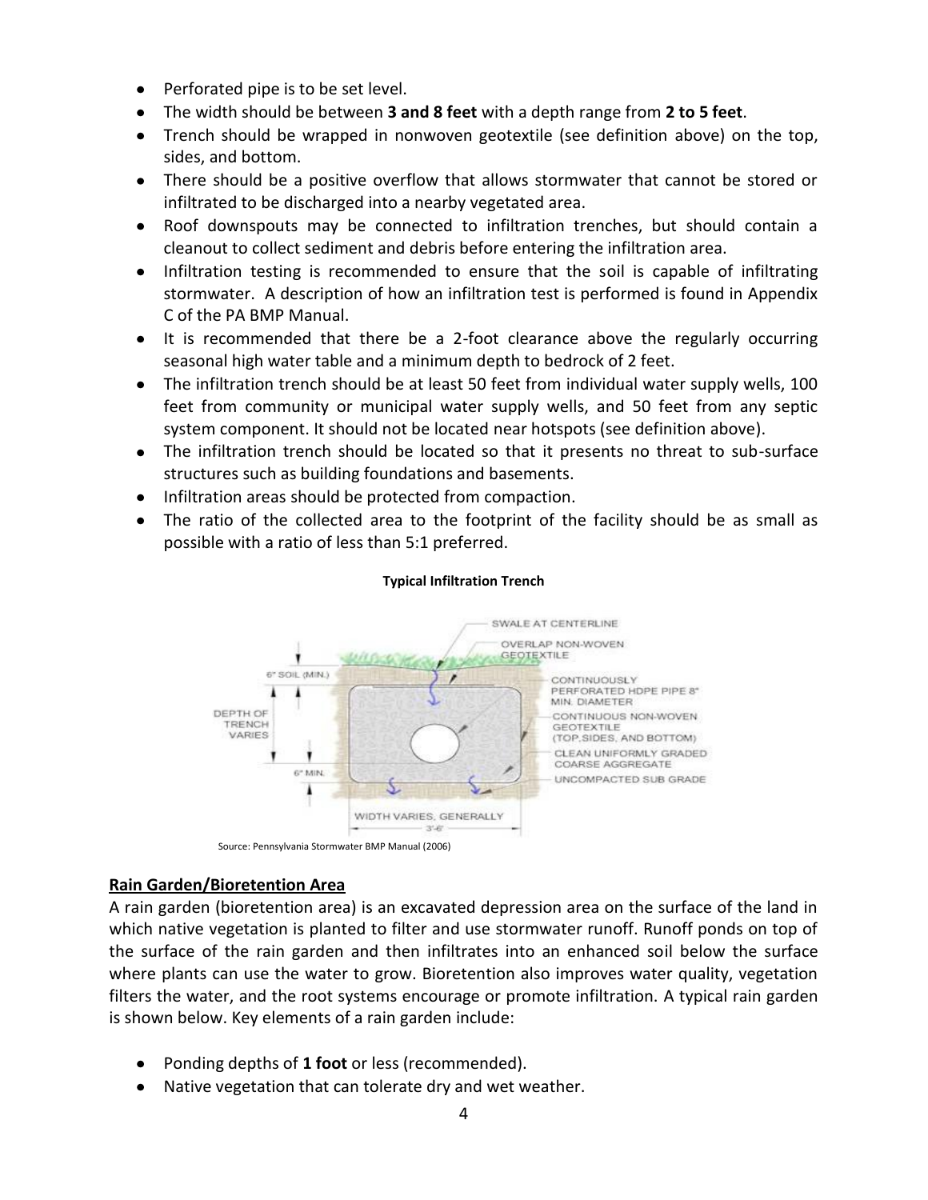- Perforated pipe is to be set level.
- The width should be between **3 and 8 feet** with a depth range from **2 to 5 feet**.
- Trench should be wrapped in nonwoven geotextile (see definition above) on the top, sides, and bottom.
- There should be a positive overflow that allows stormwater that cannot be stored or infiltrated to be discharged into a nearby vegetated area.
- Roof downspouts may be connected to infiltration trenches, but should contain a cleanout to collect sediment and debris before entering the infiltration area.
- Infiltration testing is recommended to ensure that the soil is capable of infiltrating stormwater. A description of how an infiltration test is performed is found in Appendix C of the PA BMP Manual.
- It is recommended that there be a 2-foot clearance above the regularly occurring seasonal high water table and a minimum depth to bedrock of 2 feet.
- The infiltration trench should be at least 50 feet from individual water supply wells, 100 feet from community or municipal water supply wells, and 50 feet from any septic system component. It should not be located near hotspots (see definition above).
- The infiltration trench should be located so that it presents no threat to sub-surface structures such as building foundations and basements.
- Infiltration areas should be protected from compaction.
- The ratio of the collected area to the footprint of the facility should be as small as possible with a ratio of less than 5:1 preferred.

**Typical Infiltration Trench**

SWALE AT CENTERLINE

OVERLAP NON-WOVEN GEOTEXTILE

6" SOIL (MIN.)

CONTINUOUSLY PERFORATED HDPE PIPE 8" MIN. DIAMETER

DEPTH OF TRENCH VARIES

CONTINUOUS NON-WOVEN GEOTEXTILE (TOP, SIDES, AND BOTTOM)

CLEAN UNIFORMLY GRADED COARSE AGGREGATE

6" MIN.

UNCOMPACTED SUB GRADE

WIDTH VARIES, GENERALLY 3'-6'

Source: Pennsylvania Stormwater BMP Manual (2006)

## Rain Garden/Bioretention Area

A rain garden (bioretention area) is an excavated depression area on the surface of the land in which native vegetation is planted to filter and use stormwater runoff. Runoff ponds on top of the surface of the rain garden and then infiltrates into an enhanced soil below the surface where plants can use the water to grow. Bioretention also improves water quality, vegetation filters the water, and the root systems encourage or promote infiltration. A typical rain garden is shown below. Key elements of a rain garden include:

- Ponding depths of **1 foot** or less (recommended).
- Native vegetation that can tolerate dry and wet weather.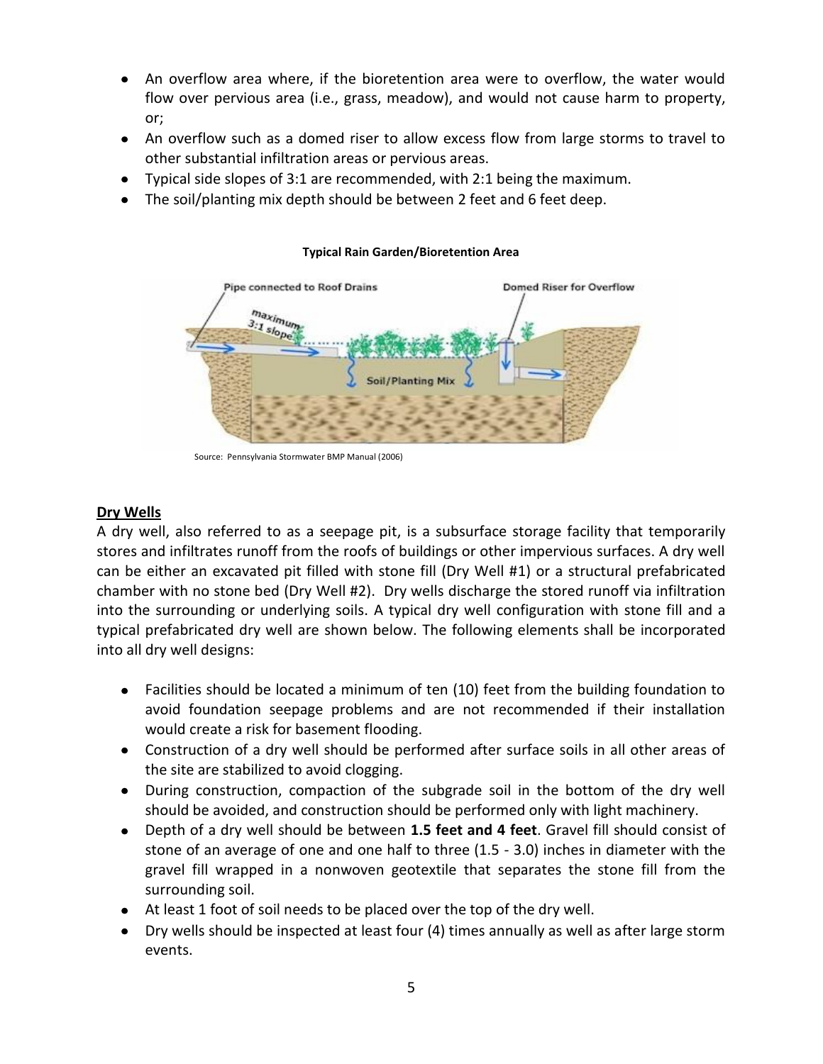- An overflow area where, if the bioretention area were to overflow, the water would flow over pervious area (i.e., grass, meadow), and would not cause harm to property, or;
- An overflow such as a domed riser to allow excess flow from large storms to travel to other substantial infiltration areas or pervious areas.
- Typical side slopes of 3:1 are recommended, with 2:1 being the maximum.
- The soil/planting mix depth should be between 2 feet and 6 feet deep.

**Typical Rain Garden/Bioretention Area**

Pipe connected to Roof Drains

maximum 3:1 slope

Domed Riser for Overflow

Soil/Planting Mix

Source: Pennsylvania Stormwater BMP Manual (2006)

**Dry Wells**

A dry well, also referred to as a seepage pit, is a subsurface storage facility that temporarily stores and infiltrates runoff from the roofs of buildings or other impervious surfaces. A dry well can be either an excavated pit filled with stone fill (Dry Well #1) or a structural prefabricated chamber with no stone bed (Dry Well #2). Dry wells discharge the stored runoff via infiltration into the surrounding or underlying soils. A typical dry well configuration with stone fill and a typical prefabricated dry well are shown below. The following elements shall be incorporated into all dry well designs:

- Facilities should be located a minimum of ten (10) feet from the building foundation to avoid foundation seepage problems and are not recommended if their installation would create a risk for basement flooding.
- Construction of a dry well should be performed after surface soils in all other areas of the site are stabilized to avoid clogging.
- During construction, compaction of the subgrade soil in the bottom of the dry well should be avoided, and construction should be performed only with light machinery.
- Depth of a dry well should be between **1.5 feet and 4 feet**. Gravel fill should consist of stone of an average of one and one half to three (1.5 - 3.0) inches in diameter with the gravel fill wrapped in a nonwoven geotextile that separates the stone fill from the surrounding soil.
- At least 1 foot of soil needs to be placed over the top of the dry well.
- Dry wells should be inspected at least four (4) times annually as well as after large storm events.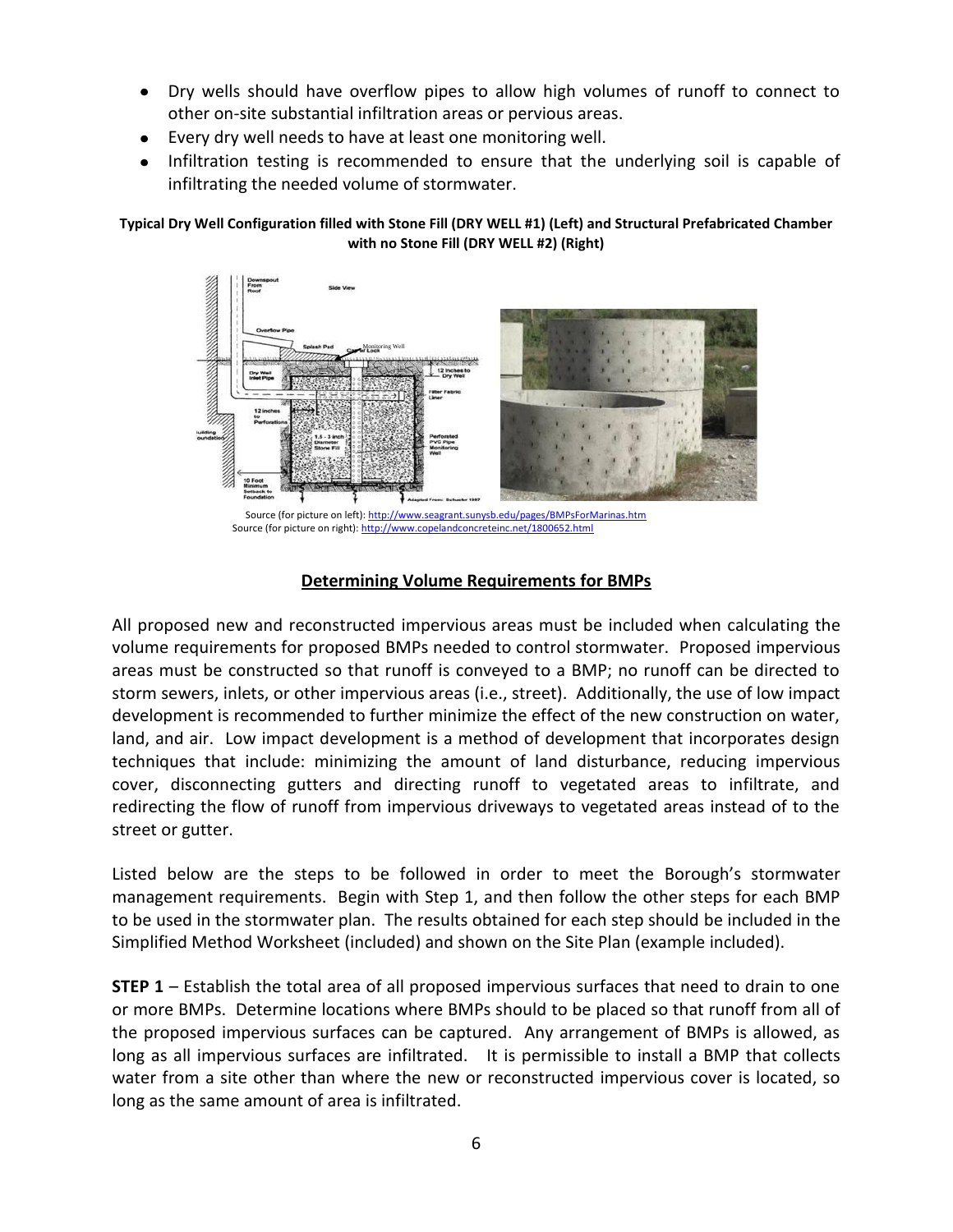- Dry wells should have overflow pipes to allow high volumes of runoff to connect to other on-site substantial infiltration areas or pervious areas.
- Every dry well needs to have at least one monitoring well.
- Infiltration testing is recommended to ensure that the underlying soil is capable of infiltrating the needed volume of stormwater.

**Typical Dry Well Configuration filled with Stone Fill (DRY WELL #1) (Left) and Structural Prefabricated Chamber with no Stone Fill (DRY WELL #2) (Right)**

Source (for picture on left): http://www.seagrant.sunysb.edu/pages/BMPsForMarinas.htm
Source (for picture on right): http://www.copelandconcreteinc.net/1800652.html

## Determining Volume Requirements for BMPs

All proposed new and reconstructed impervious areas must be included when calculating the volume requirements for proposed BMPs needed to control stormwater. Proposed impervious areas must be constructed so that runoff is conveyed to a BMP; no runoff can be directed to storm sewers, inlets, or other impervious areas (i.e., street). Additionally, the use of low impact development is recommended to further minimize the effect of the new construction on water, land, and air. Low impact development is a method of development that incorporates design techniques that include: minimizing the amount of land disturbance, reducing impervious cover, disconnecting gutters and directing runoff to vegetated areas to infiltrate, and redirecting the flow of runoff from impervious driveways to vegetated areas instead of to the street or gutter.

Listed below are the steps to be followed in order to meet the Borough's stormwater management requirements. Begin with Step 1, and then follow the other steps for each BMP to be used in the stormwater plan. The results obtained for each step should be included in the Simplified Method Worksheet (included) and shown on the Site Plan (example included).

**STEP 1** – Establish the total area of all proposed impervious surfaces that need to drain to one or more BMPs. Determine locations where BMPs should to be placed so that runoff from all of the proposed impervious surfaces can be captured. Any arrangement of BMPs is allowed, as long as all impervious surfaces are infiltrated. It is permissible to install a BMP that collects water from a site other than where the new or reconstructed impervious cover is located, so long as the same amount of area is infiltrated.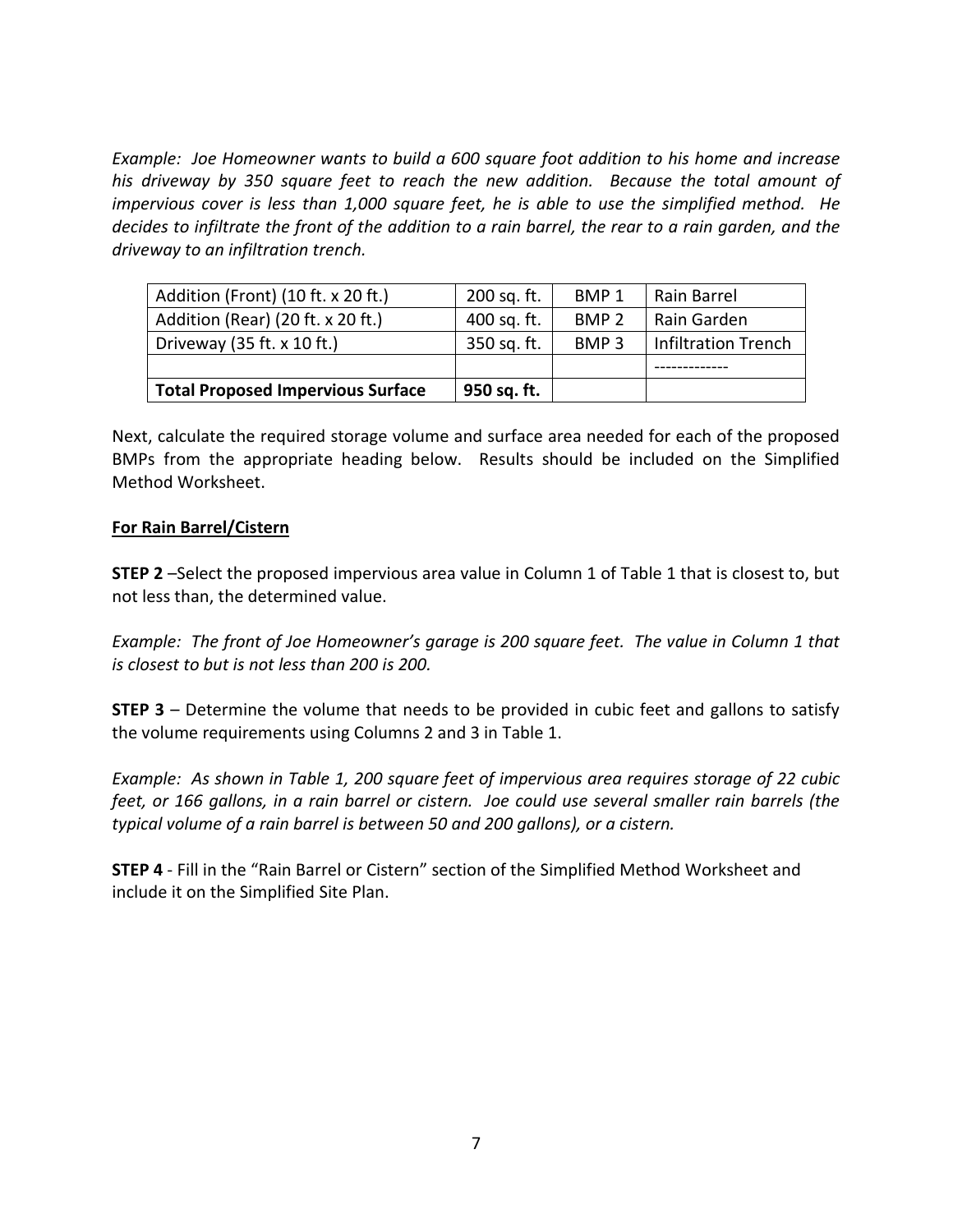*Example: Joe Homeowner wants to build a 600 square foot addition to his home and increase his driveway by 350 square feet to reach the new addition. Because the total amount of impervious cover is less than 1,000 square feet, he is able to use the simplified method. He decides to infiltrate the front of the addition to a rain barrel, the rear to a rain garden, and the driveway to an infiltration trench.*

| | | | |
|---|---|---|---|
| Addition (Front) (10 ft. x 20 ft.) | 200 sq. ft. | BMP 1 | Rain Barrel |
| Addition (Rear) (20 ft. x 20 ft.) | 400 sq. ft. | BMP 2 | Rain Garden |
| Driveway (35 ft. x 10 ft.) | 350 sq. ft. | BMP 3 | Infiltration Trench |
| | | | ------------- |
| **Total Proposed Impervious Surface** | **950 sq. ft.** | | |

Next, calculate the required storage volume and surface area needed for each of the proposed BMPs from the appropriate heading below. Results should be included on the Simplified Method Worksheet.

**For Rain Barrel/Cistern**

**STEP 2** –Select the proposed impervious area value in Column 1 of Table 1 that is closest to, but not less than, the determined value.

*Example: The front of Joe Homeowner's garage is 200 square feet. The value in Column 1 that is closest to but is not less than 200 is 200.*

**STEP 3** – Determine the volume that needs to be provided in cubic feet and gallons to satisfy the volume requirements using Columns 2 and 3 in Table 1.

*Example: As shown in Table 1, 200 square feet of impervious area requires storage of 22 cubic feet, or 166 gallons, in a rain barrel or cistern. Joe could use several smaller rain barrels (the typical volume of a rain barrel is between 50 and 200 gallons), or a cistern.*

**STEP 4** - Fill in the "Rain Barrel or Cistern" section of the Simplified Method Worksheet and include it on the Simplified Site Plan.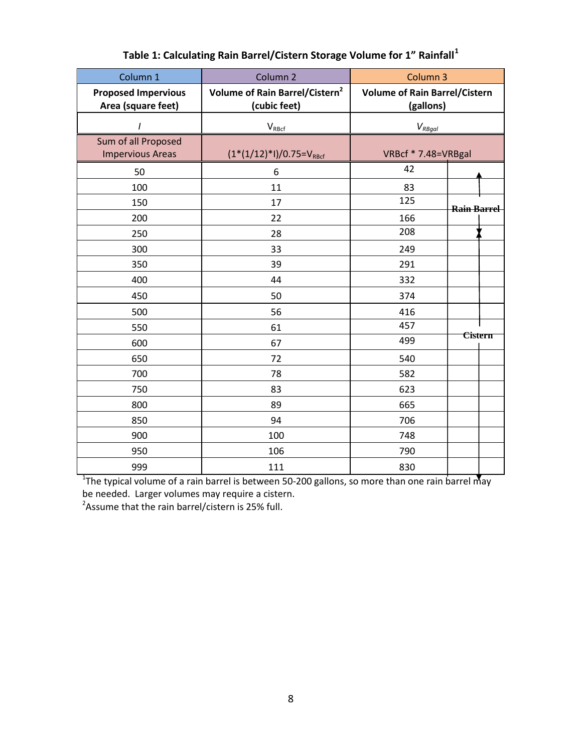**Table 1: Calculating Rain Barrel/Cistern Storage Volume for 1" Rainfall[1]**

| Column 1 | Column 2 | Column 3 | |
|---|---|---|---|
| Proposed Impervious Area (square feet) | Volume of Rain Barrel/Cistern[2] (cubic feet) | Volume of Rain Barrel/Cistern (gallons) | |
| $I$ | $V_{RBcf}$ | $V_{RBgal}$ | |
| Sum of all Proposed Impervious Areas | $(1*(1/12)*I)/0.75=V_{RBcf}$ | VRBcf * 7.48=VRBgal | |
| 50 | 6 | 42 | Rain Barrel |
| 100 | 11 | 83 | Rain Barrel |
| 150 | 17 | 125 | Rain Barrel |
| 200 | 22 | 166 | Rain Barrel |
| 250 | 28 | 208 | Rain Barrel / Cistern |
| 300 | 33 | 249 | Cistern |
| 350 | 39 | 291 | Cistern |
| 400 | 44 | 332 | Cistern |
| 450 | 50 | 374 | Cistern |
| 500 | 56 | 416 | Cistern |
| 550 | 61 | 457 | Cistern |
| 600 | 67 | 499 | Cistern |
| 650 | 72 | 540 | Cistern |
| 700 | 78 | 582 | Cistern |
| 750 | 83 | 623 | Cistern |
| 800 | 89 | 665 | Cistern |
| 850 | 94 | 706 | Cistern |
| 900 | 100 | 748 | Cistern |
| 950 | 106 | 790 | Cistern |
| 999 | 111 | 830 | Cistern |

[1]The typical volume of a rain barrel is between 50-200 gallons, so more than one rain barrel may be needed. Larger volumes may require a cistern.

[2]Assume that the rain barrel/cistern is 25% full.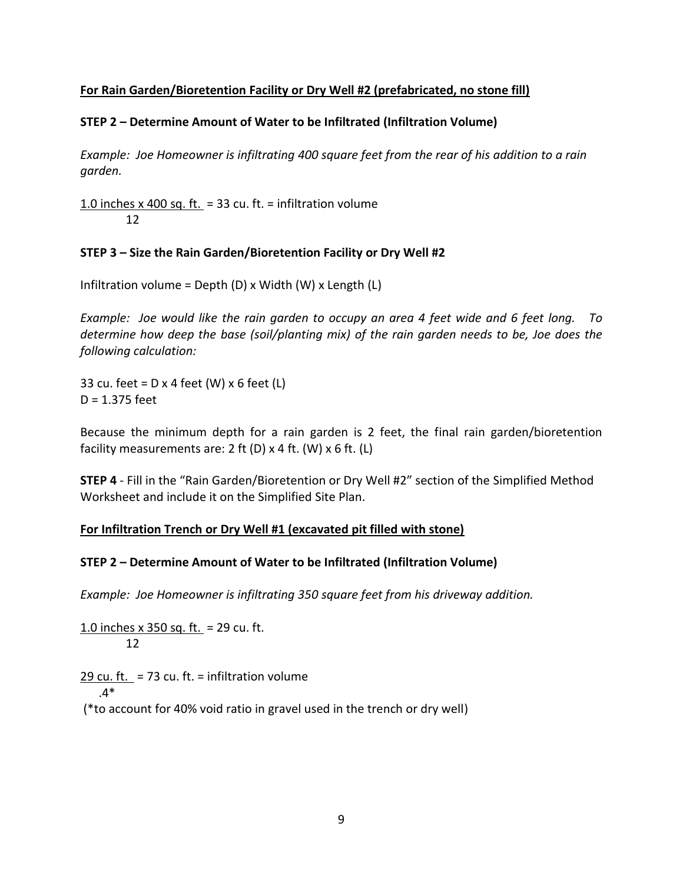**For Rain Garden/Bioretention Facility or Dry Well #2 (prefabricated, no stone fill)**

**STEP 2 – Determine Amount of Water to be Infiltrated (Infiltration Volume)**

*Example: Joe Homeowner is infiltrating 400 square feet from the rear of his addition to a rain garden.*

$\frac{1.0 \text{ inches} \times 400 \text{ sq. ft.}}{12}$ = 33 cu. ft. = infiltration volume

**STEP 3 – Size the Rain Garden/Bioretention Facility or Dry Well #2**

Infiltration volume = Depth (D) x Width (W) x Length (L)

*Example: Joe would like the rain garden to occupy an area 4 feet wide and 6 feet long. To determine how deep the base (soil/planting mix) of the rain garden needs to be, Joe does the following calculation:*

33 cu. feet = D x 4 feet (W) x 6 feet (L)
D = 1.375 feet

Because the minimum depth for a rain garden is 2 feet, the final rain garden/bioretention facility measurements are: 2 ft (D) x 4 ft. (W) x 6 ft. (L)

**STEP 4** - Fill in the "Rain Garden/Bioretention or Dry Well #2" section of the Simplified Method Worksheet and include it on the Simplified Site Plan.

**For Infiltration Trench or Dry Well #1 (excavated pit filled with stone)**

**STEP 2 – Determine Amount of Water to be Infiltrated (Infiltration Volume)**

*Example: Joe Homeowner is infiltrating 350 square feet from his driveway addition.*

$\frac{1.0 \text{ inches} \times 350 \text{ sq. ft.}}{12}$ = 29 cu. ft.

$\frac{29 \text{ cu. ft.}}{.4^*}$ = 73 cu. ft. = infiltration volume

(*to account for 40% void ratio in gravel used in the trench or dry well)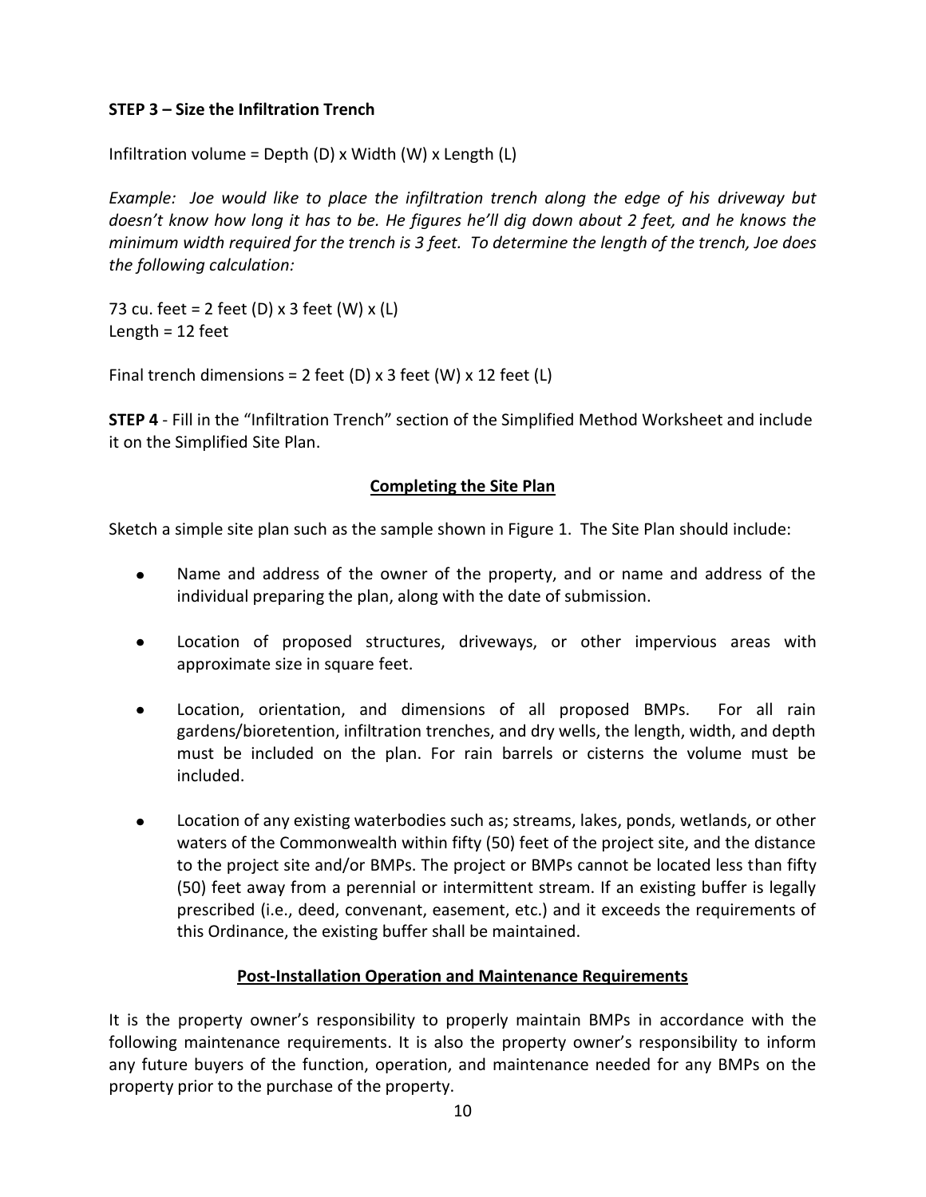**STEP 3 – Size the Infiltration Trench**

Infiltration volume = Depth (D) x Width (W) x Length (L)

*Example: Joe would like to place the infiltration trench along the edge of his driveway but doesn't know how long it has to be. He figures he'll dig down about 2 feet, and he knows the minimum width required for the trench is 3 feet. To determine the length of the trench, Joe does the following calculation:*

73 cu. feet = 2 feet (D) x 3 feet (W) x (L)
Length = 12 feet

Final trench dimensions = 2 feet (D) x 3 feet (W) x 12 feet (L)

**STEP 4** - Fill in the "Infiltration Trench" section of the Simplified Method Worksheet and include it on the Simplified Site Plan.

## Completing the Site Plan

Sketch a simple site plan such as the sample shown in Figure 1. The Site Plan should include:

- Name and address of the owner of the property, and or name and address of the individual preparing the plan, along with the date of submission.
- Location of proposed structures, driveways, or other impervious areas with approximate size in square feet.
- Location, orientation, and dimensions of all proposed BMPs. For all rain gardens/bioretention, infiltration trenches, and dry wells, the length, width, and depth must be included on the plan. For rain barrels or cisterns the volume must be included.
- Location of any existing waterbodies such as; streams, lakes, ponds, wetlands, or other waters of the Commonwealth within fifty (50) feet of the project site, and the distance to the project site and/or BMPs. The project or BMPs cannot be located less than fifty (50) feet away from a perennial or intermittent stream. If an existing buffer is legally prescribed (i.e., deed, convenant, easement, etc.) and it exceeds the requirements of this Ordinance, the existing buffer shall be maintained.

## Post-Installation Operation and Maintenance Requirements

It is the property owner's responsibility to properly maintain BMPs in accordance with the following maintenance requirements. It is also the property owner's responsibility to inform any future buyers of the function, operation, and maintenance needed for any BMPs on the property prior to the purchase of the property.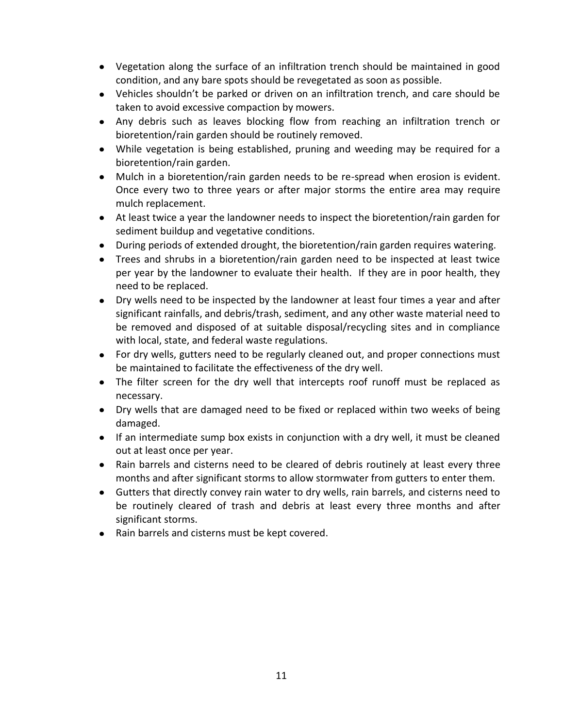- Vegetation along the surface of an infiltration trench should be maintained in good condition, and any bare spots should be revegetated as soon as possible.
- Vehicles shouldn't be parked or driven on an infiltration trench, and care should be taken to avoid excessive compaction by mowers.
- Any debris such as leaves blocking flow from reaching an infiltration trench or bioretention/rain garden should be routinely removed.
- While vegetation is being established, pruning and weeding may be required for a bioretention/rain garden.
- Mulch in a bioretention/rain garden needs to be re-spread when erosion is evident. Once every two to three years or after major storms the entire area may require mulch replacement.
- At least twice a year the landowner needs to inspect the bioretention/rain garden for sediment buildup and vegetative conditions.
- During periods of extended drought, the bioretention/rain garden requires watering.
- Trees and shrubs in a bioretention/rain garden need to be inspected at least twice per year by the landowner to evaluate their health. If they are in poor health, they need to be replaced.
- Dry wells need to be inspected by the landowner at least four times a year and after significant rainfalls, and debris/trash, sediment, and any other waste material need to be removed and disposed of at suitable disposal/recycling sites and in compliance with local, state, and federal waste regulations.
- For dry wells, gutters need to be regularly cleaned out, and proper connections must be maintained to facilitate the effectiveness of the dry well.
- The filter screen for the dry well that intercepts roof runoff must be replaced as necessary.
- Dry wells that are damaged need to be fixed or replaced within two weeks of being damaged.
- If an intermediate sump box exists in conjunction with a dry well, it must be cleaned out at least once per year.
- Rain barrels and cisterns need to be cleared of debris routinely at least every three months and after significant storms to allow stormwater from gutters to enter them.
- Gutters that directly convey rain water to dry wells, rain barrels, and cisterns need to be routinely cleared of trash and debris at least every three months and after significant storms.
- Rain barrels and cisterns must be kept covered.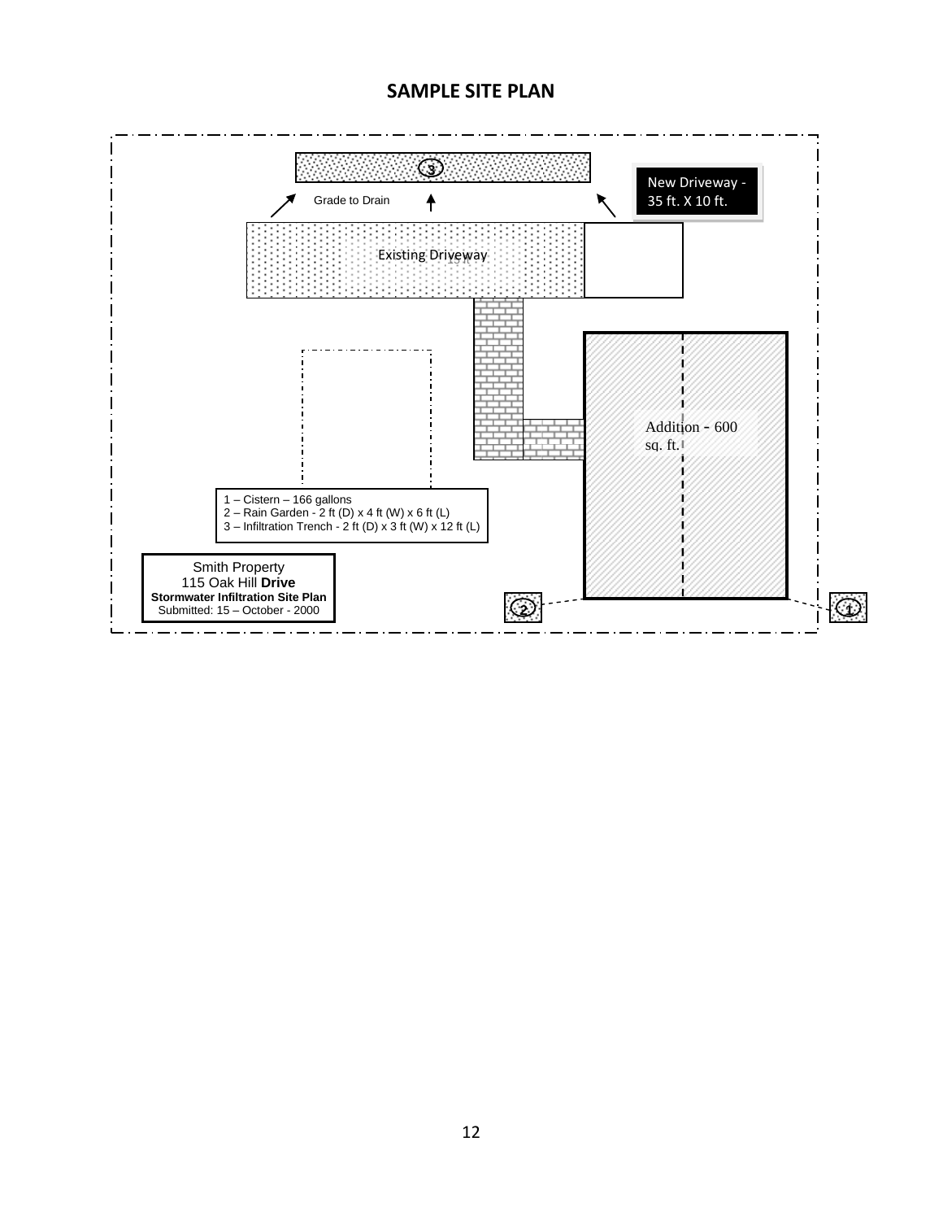## SAMPLE SITE PLAN

3

Grade to Drain

New Driveway - 35 ft. X 10 ft.

Existing Driveway

Addition – 600 sq. ft.

1 – Cistern – 166 gallons
2 – Rain Garden - 2 ft (D) x 4 ft (W) x 6 ft (L)
3 – Infiltration Trench - 2 ft (D) x 3 ft (W) x 12 ft (L)

Smith Property
115 Oak Hill **Drive**
**Stormwater Infiltration Site Plan**
Submitted: 15 – October - 2000

2

1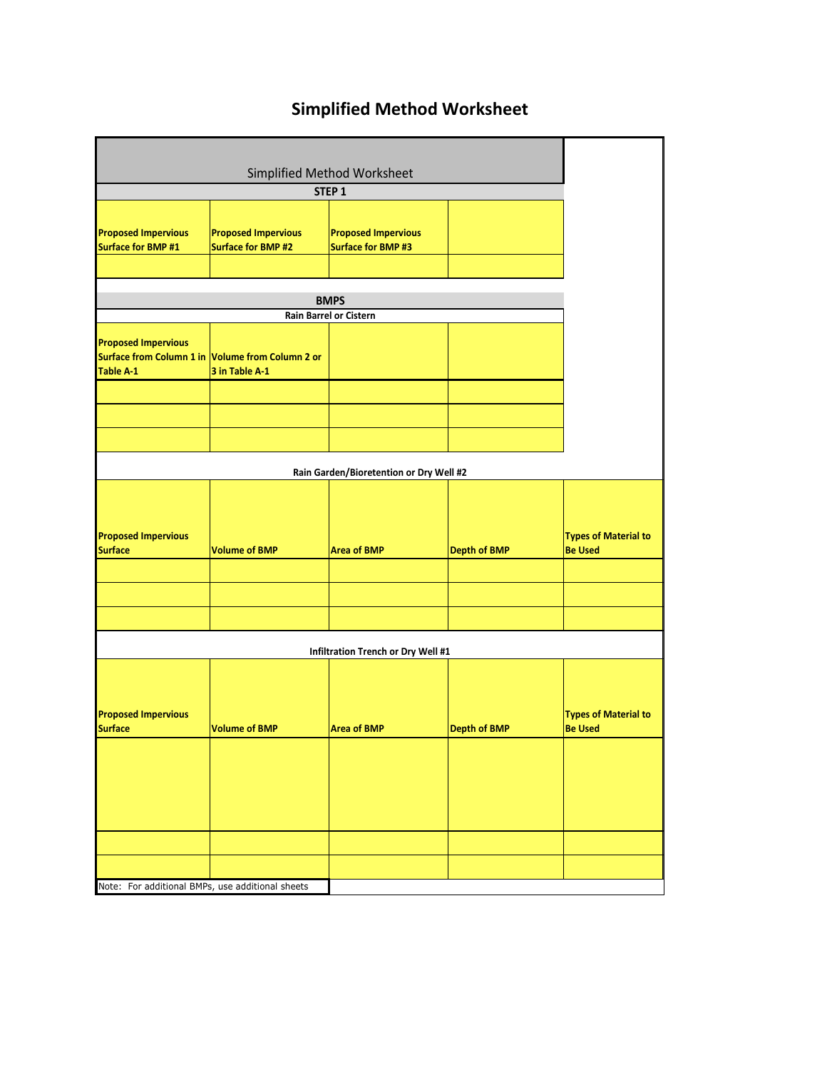# Simplified Method Worksheet

| Simplified Method Worksheet | | | | |
|---|---|---|---|---|
| **STEP 1** | | | | |
| **Proposed Impervious Surface for BMP #1** | **Proposed Impervious Surface for BMP #2** | **Proposed Impervious Surface for BMP #3** | | |
| | | | | |
| **BMPS** | | | | |
| **Rain Barrel or Cistern** | | | | |
| **Proposed Impervious Surface from Column 1 in Table A-1** | **Volume from Column 2 or 3 in Table A-1** | | | |
| | | | | |
| | | | | |
| | | | | |
| **Rain Garden/Bioretention or Dry Well #2** | | | | |
| **Proposed Impervious Surface** | **Volume of BMP** | **Area of BMP** | **Depth of BMP** | **Types of Material to Be Used** |
| | | | | |
| | | | | |
| | | | | |
| **Infiltration Trench or Dry Well #1** | | | | |
| **Proposed Impervious Surface** | **Volume of BMP** | **Area of BMP** | **Depth of BMP** | **Types of Material to Be Used** |
| | | | | |
| | | | | |
| | | | | |

Note: For additional BMPs, use additional sheets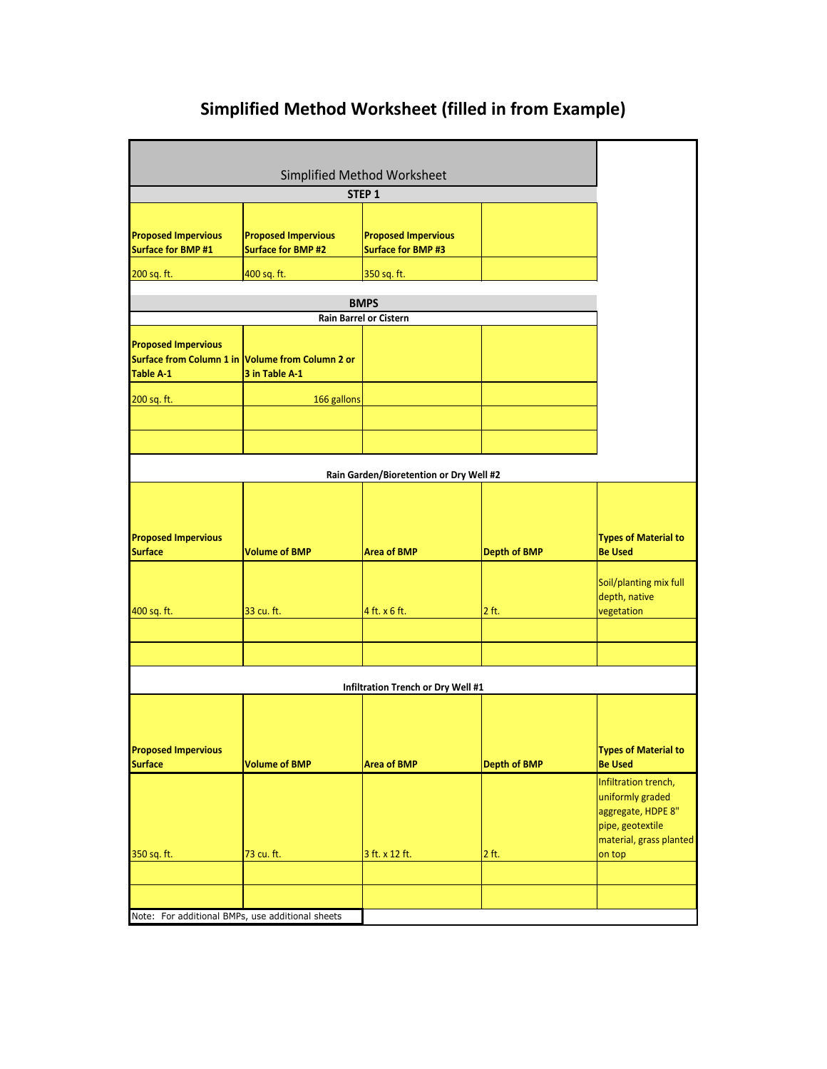# Simplified Method Worksheet (filled in from Example)

## Simplified Method Worksheet

### STEP 1

| Proposed Impervious Surface for BMP #1 | Proposed Impervious Surface for BMP #2 | Proposed Impervious Surface for BMP #3 | |
|---|---|---|---|
| 200 sq. ft. | 400 sq. ft. | 350 sq. ft. | |

### BMPS

**Rain Barrel or Cistern**

| Proposed Impervious Surface from Column 1 in Table A-1 | Volume from Column 2 or 3 in Table A-1 | | |
|---|---|---|---|
| 200 sq. ft. | 166 gallons | | |
| | | | |
| | | | |

**Rain Garden/Bioretention or Dry Well #2**

| Proposed Impervious Surface | Volume of BMP | Area of BMP | Depth of BMP | Types of Material to Be Used |
|---|---|---|---|---|
| 400 sq. ft. | 33 cu. ft. | 4 ft. x 6 ft. | 2 ft. | Soil/planting mix full depth, native vegetation |
| | | | | |
| | | | | |

**Infiltration Trench or Dry Well #1**

| Proposed Impervious Surface | Volume of BMP | Area of BMP | Depth of BMP | Types of Material to Be Used |
|---|---|---|---|---|
| 350 sq. ft. | 73 cu. ft. | 3 ft. x 12 ft. | 2 ft. | Infiltration trench, uniformly graded aggregate, HDPE 8" pipe, geotextile material, grass planted on top |
| | | | | |
| | | | | |

Note: For additional BMPs, use additional sheets